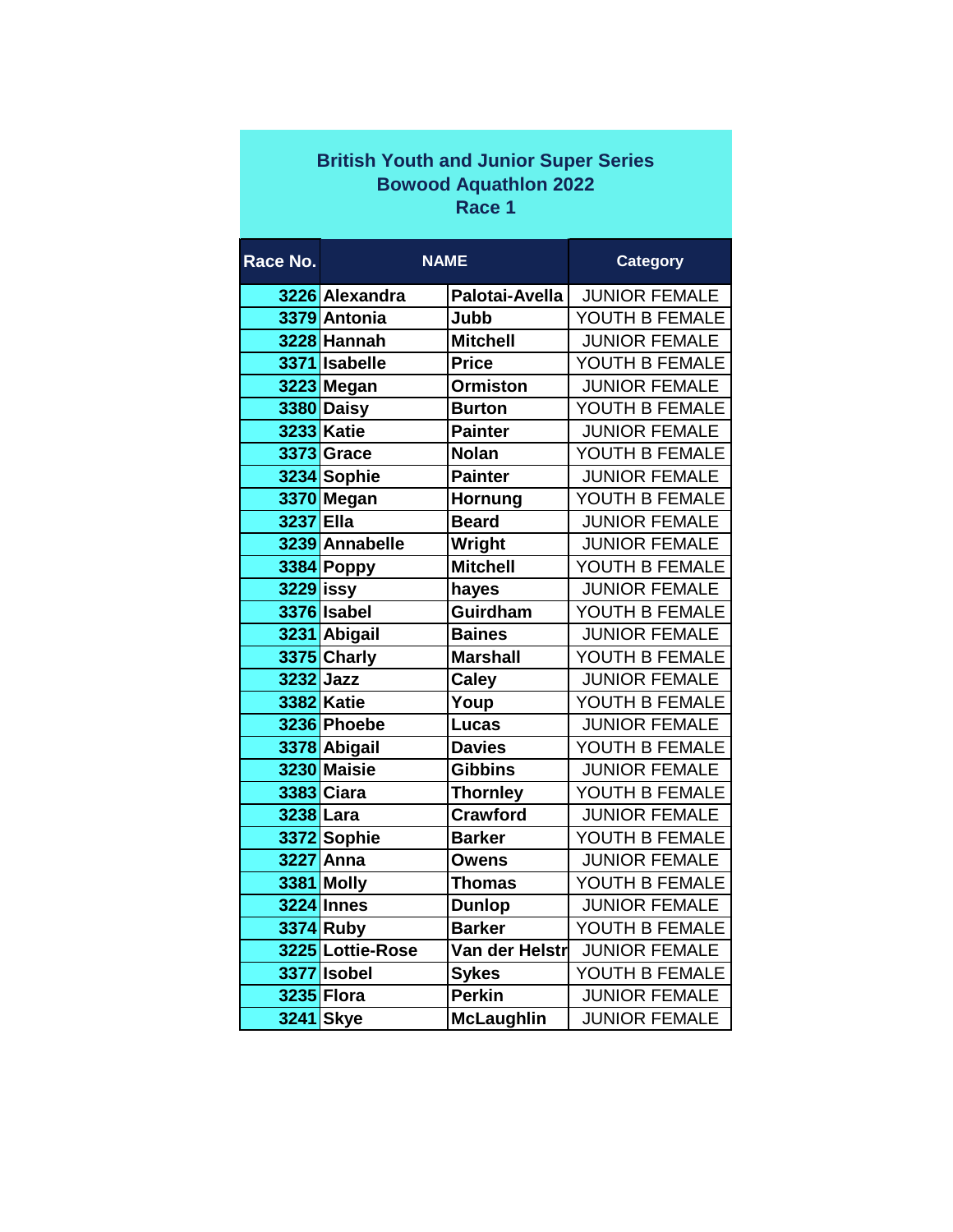## British Youth and Junior Super Series
## Bowood Aquathlon 2022
## Race 1

| Race No. | NAME | | Category |
|---|---|---|---|
| 3226 | Alexandra | Palotai-Avella | JUNIOR FEMALE |
| 3379 | Antonia | Jubb | YOUTH B FEMALE |
| 3228 | Hannah | Mitchell | JUNIOR FEMALE |
| 3371 | Isabelle | Price | YOUTH B FEMALE |
| 3223 | Megan | Ormiston | JUNIOR FEMALE |
| 3380 | Daisy | Burton | YOUTH B FEMALE |
| 3233 | Katie | Painter | JUNIOR FEMALE |
| 3373 | Grace | Nolan | YOUTH B FEMALE |
| 3234 | Sophie | Painter | JUNIOR FEMALE |
| 3370 | Megan | Hornung | YOUTH B FEMALE |
| 3237 | Ella | Beard | JUNIOR FEMALE |
| 3239 | Annabelle | Wright | JUNIOR FEMALE |
| 3384 | Poppy | Mitchell | YOUTH B FEMALE |
| 3229 | issy | hayes | JUNIOR FEMALE |
| 3376 | Isabel | Guirdham | YOUTH B FEMALE |
| 3231 | Abigail | Baines | JUNIOR FEMALE |
| 3375 | Charly | Marshall | YOUTH B FEMALE |
| 3232 | Jazz | Caley | JUNIOR FEMALE |
| 3382 | Katie | Youp | YOUTH B FEMALE |
| 3236 | Phoebe | Lucas | JUNIOR FEMALE |
| 3378 | Abigail | Davies | YOUTH B FEMALE |
| 3230 | Maisie | Gibbins | JUNIOR FEMALE |
| 3383 | Ciara | Thornley | YOUTH B FEMALE |
| 3238 | Lara | Crawford | JUNIOR FEMALE |
| 3372 | Sophie | Barker | YOUTH B FEMALE |
| 3227 | Anna | Owens | JUNIOR FEMALE |
| 3381 | Molly | Thomas | YOUTH B FEMALE |
| 3224 | Innes | Dunlop | JUNIOR FEMALE |
| 3374 | Ruby | Barker | YOUTH B FEMALE |
| 3225 | Lottie-Rose | Van der Helstr | JUNIOR FEMALE |
| 3377 | Isobel | Sykes | YOUTH B FEMALE |
| 3235 | Flora | Perkin | JUNIOR FEMALE |
| 3241 | Skye | McLaughlin | JUNIOR FEMALE |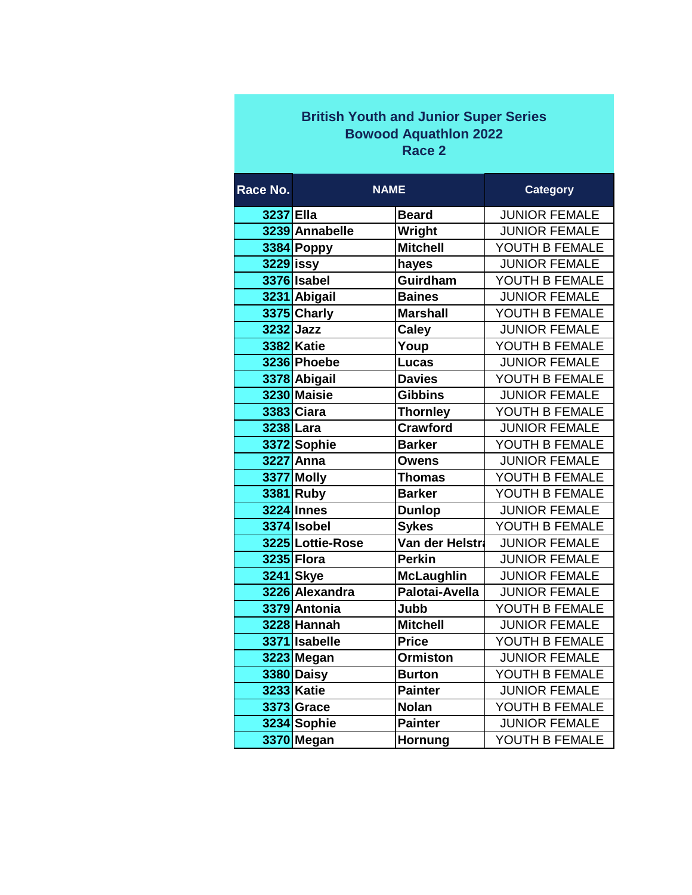**British Youth and Junior Super Series**
**Bowood Aquathlon 2022**
**Race 2**

| Race No. | NAME | | Category |
|---|---|---|---|
| 3237 | Ella | Beard | JUNIOR FEMALE |
| 3239 | Annabelle | Wright | JUNIOR FEMALE |
| 3384 | Poppy | Mitchell | YOUTH B FEMALE |
| 3229 | issy | hayes | JUNIOR FEMALE |
| 3376 | Isabel | Guirdham | YOUTH B FEMALE |
| 3231 | Abigail | Baines | JUNIOR FEMALE |
| 3375 | Charly | Marshall | YOUTH B FEMALE |
| 3232 | Jazz | Caley | JUNIOR FEMALE |
| 3382 | Katie | Youp | YOUTH B FEMALE |
| 3236 | Phoebe | Lucas | JUNIOR FEMALE |
| 3378 | Abigail | Davies | YOUTH B FEMALE |
| 3230 | Maisie | Gibbins | JUNIOR FEMALE |
| 3383 | Ciara | Thornley | YOUTH B FEMALE |
| 3238 | Lara | Crawford | JUNIOR FEMALE |
| 3372 | Sophie | Barker | YOUTH B FEMALE |
| 3227 | Anna | Owens | JUNIOR FEMALE |
| 3377 | Molly | Thomas | YOUTH B FEMALE |
| 3381 | Ruby | Barker | YOUTH B FEMALE |
| 3224 | Innes | Dunlop | JUNIOR FEMALE |
| 3374 | Isobel | Sykes | YOUTH B FEMALE |
| 3225 | Lottie-Rose | Van der Helstra | JUNIOR FEMALE |
| 3235 | Flora | Perkin | JUNIOR FEMALE |
| 3241 | Skye | McLaughlin | JUNIOR FEMALE |
| 3226 | Alexandra | Palotai-Avella | JUNIOR FEMALE |
| 3379 | Antonia | Jubb | YOUTH B FEMALE |
| 3228 | Hannah | Mitchell | JUNIOR FEMALE |
| 3371 | Isabelle | Price | YOUTH B FEMALE |
| 3223 | Megan | Ormiston | JUNIOR FEMALE |
| 3380 | Daisy | Burton | YOUTH B FEMALE |
| 3233 | Katie | Painter | JUNIOR FEMALE |
| 3373 | Grace | Nolan | YOUTH B FEMALE |
| 3234 | Sophie | Painter | JUNIOR FEMALE |
| 3370 | Megan | Hornung | YOUTH B FEMALE |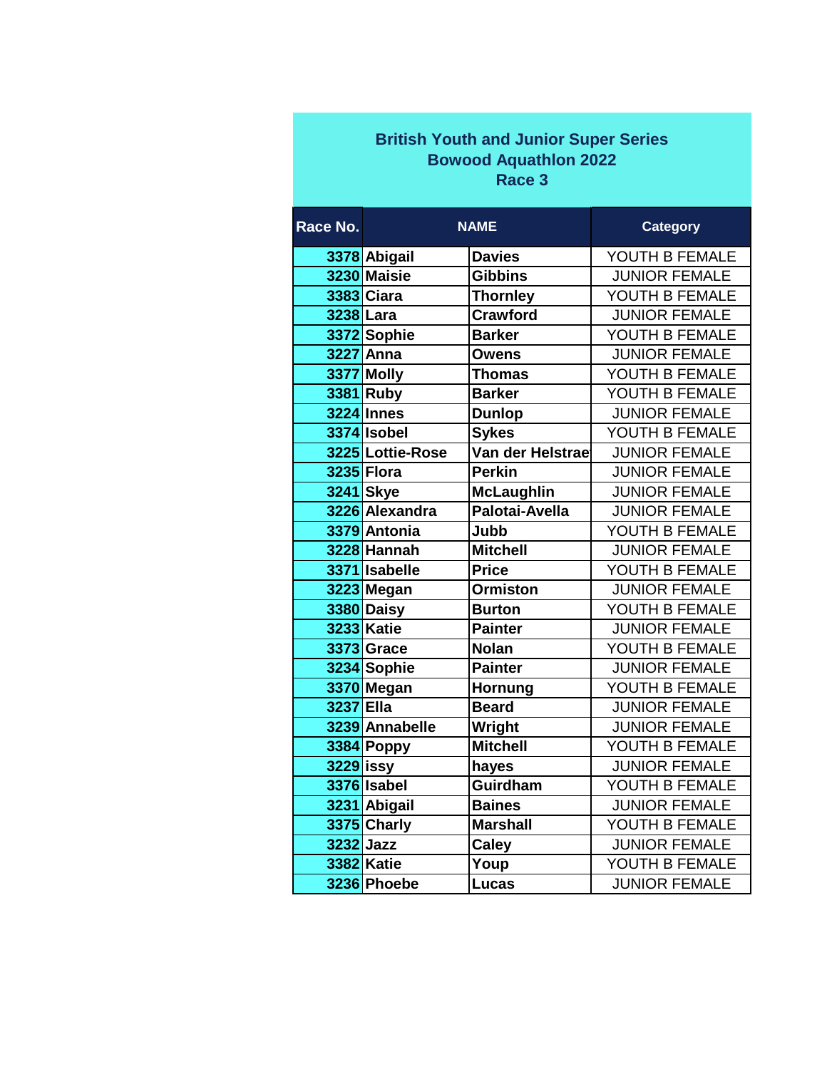**British Youth and Junior Super Series**
**Bowood Aquathlon 2022**
**Race 3**

| Race No. | NAME | | Category |
|---|---|---|---|
| 3378 | Abigail | Davies | YOUTH B FEMALE |
| 3230 | Maisie | Gibbins | JUNIOR FEMALE |
| 3383 | Ciara | Thornley | YOUTH B FEMALE |
| 3238 | Lara | Crawford | JUNIOR FEMALE |
| 3372 | Sophie | Barker | YOUTH B FEMALE |
| 3227 | Anna | Owens | JUNIOR FEMALE |
| 3377 | Molly | Thomas | YOUTH B FEMALE |
| 3381 | Ruby | Barker | YOUTH B FEMALE |
| 3224 | Innes | Dunlop | JUNIOR FEMALE |
| 3374 | Isobel | Sykes | YOUTH B FEMALE |
| 3225 | Lottie-Rose | Van der Helstrae | JUNIOR FEMALE |
| 3235 | Flora | Perkin | JUNIOR FEMALE |
| 3241 | Skye | McLaughlin | JUNIOR FEMALE |
| 3226 | Alexandra | Palotai-Avella | JUNIOR FEMALE |
| 3379 | Antonia | Jubb | YOUTH B FEMALE |
| 3228 | Hannah | Mitchell | JUNIOR FEMALE |
| 3371 | Isabelle | Price | YOUTH B FEMALE |
| 3223 | Megan | Ormiston | JUNIOR FEMALE |
| 3380 | Daisy | Burton | YOUTH B FEMALE |
| 3233 | Katie | Painter | JUNIOR FEMALE |
| 3373 | Grace | Nolan | YOUTH B FEMALE |
| 3234 | Sophie | Painter | JUNIOR FEMALE |
| 3370 | Megan | Hornung | YOUTH B FEMALE |
| 3237 | Ella | Beard | JUNIOR FEMALE |
| 3239 | Annabelle | Wright | JUNIOR FEMALE |
| 3384 | Poppy | Mitchell | YOUTH B FEMALE |
| 3229 | issy | hayes | JUNIOR FEMALE |
| 3376 | Isabel | Guirdham | YOUTH B FEMALE |
| 3231 | Abigail | Baines | JUNIOR FEMALE |
| 3375 | Charly | Marshall | YOUTH B FEMALE |
| 3232 | Jazz | Caley | JUNIOR FEMALE |
| 3382 | Katie | Youp | YOUTH B FEMALE |
| 3236 | Phoebe | Lucas | JUNIOR FEMALE |